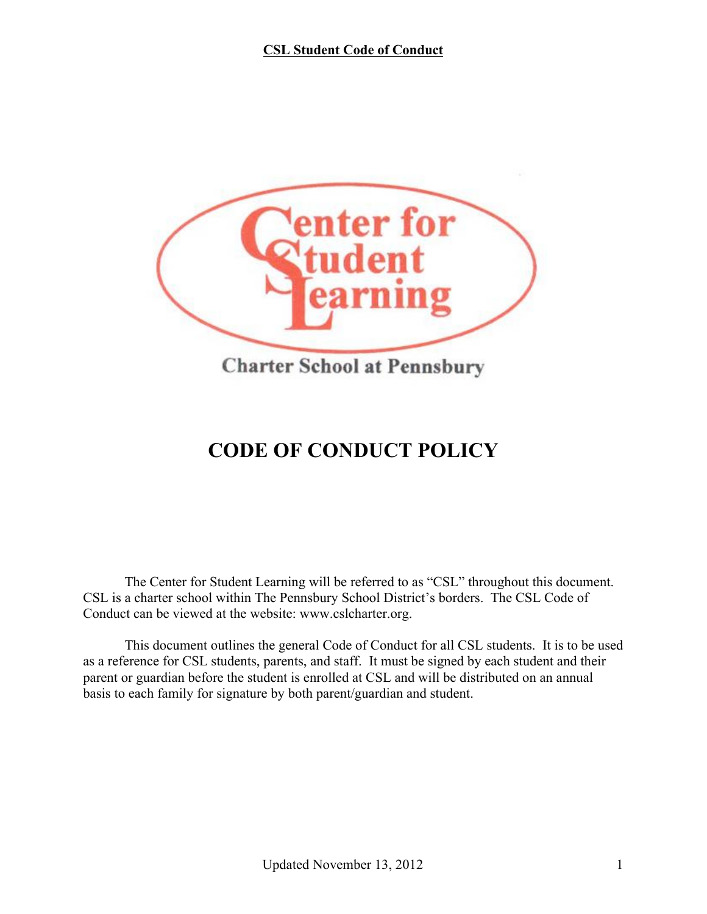Center for Student Learning

Charter School at Pennsbury

# CODE OF CONDUCT POLICY

The Center for Student Learning will be referred to as "CSL" throughout this document. CSL is a charter school within The Pennsbury School District's borders. The CSL Code of Conduct can be viewed at the website: www.cslcharter.org.

This document outlines the general Code of Conduct for all CSL students. It is to be used as a reference for CSL students, parents, and staff. It must be signed by each student and their parent or guardian before the student is enrolled at CSL and will be distributed on an annual basis to each family for signature by both parent/guardian and student.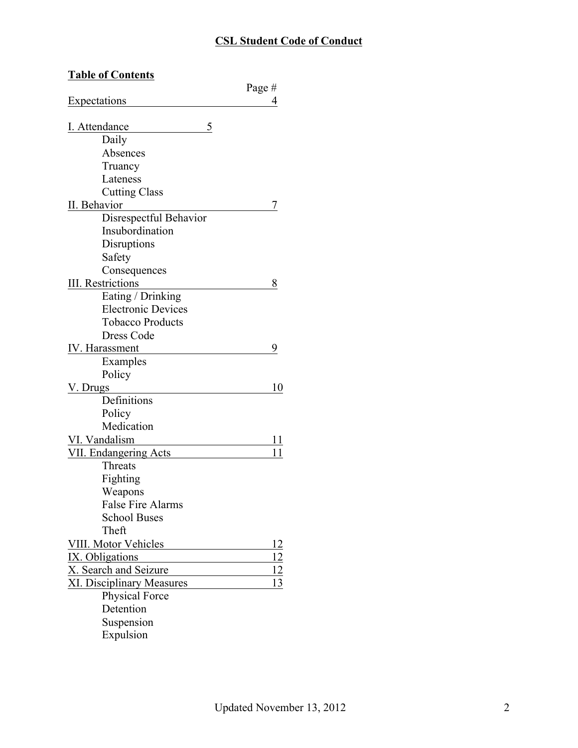# CSL Student Code of Conduct

**Table of Contents**

| Section | Page # |
|---|---|
| Expectations | 4 |
| I. Attendance | 5 |
| Daily | |
| Absences | |
| Truancy | |
| Lateness | |
| Cutting Class | |
| II. Behavior | 7 |
| Disrespectful Behavior | |
| Insubordination | |
| Disruptions | |
| Safety | |
| Consequences | |
| III. Restrictions | 8 |
| Eating / Drinking | |
| Electronic Devices | |
| Tobacco Products | |
| Dress Code | |
| IV. Harassment | 9 |
| Examples | |
| Policy | |
| V. Drugs | 10 |
| Definitions | |
| Policy | |
| Medication | |
| VI. Vandalism | 11 |
| VII. Endangering Acts | 11 |
| Threats | |
| Fighting | |
| Weapons | |
| False Fire Alarms | |
| School Buses | |
| Theft | |
| VIII. Motor Vehicles | 12 |
| IX. Obligations | 12 |
| X. Search and Seizure | 12 |
| XI. Disciplinary Measures | 13 |
| Physical Force | |
| Detention | |
| Suspension | |
| Expulsion | |

Updated November 13, 2012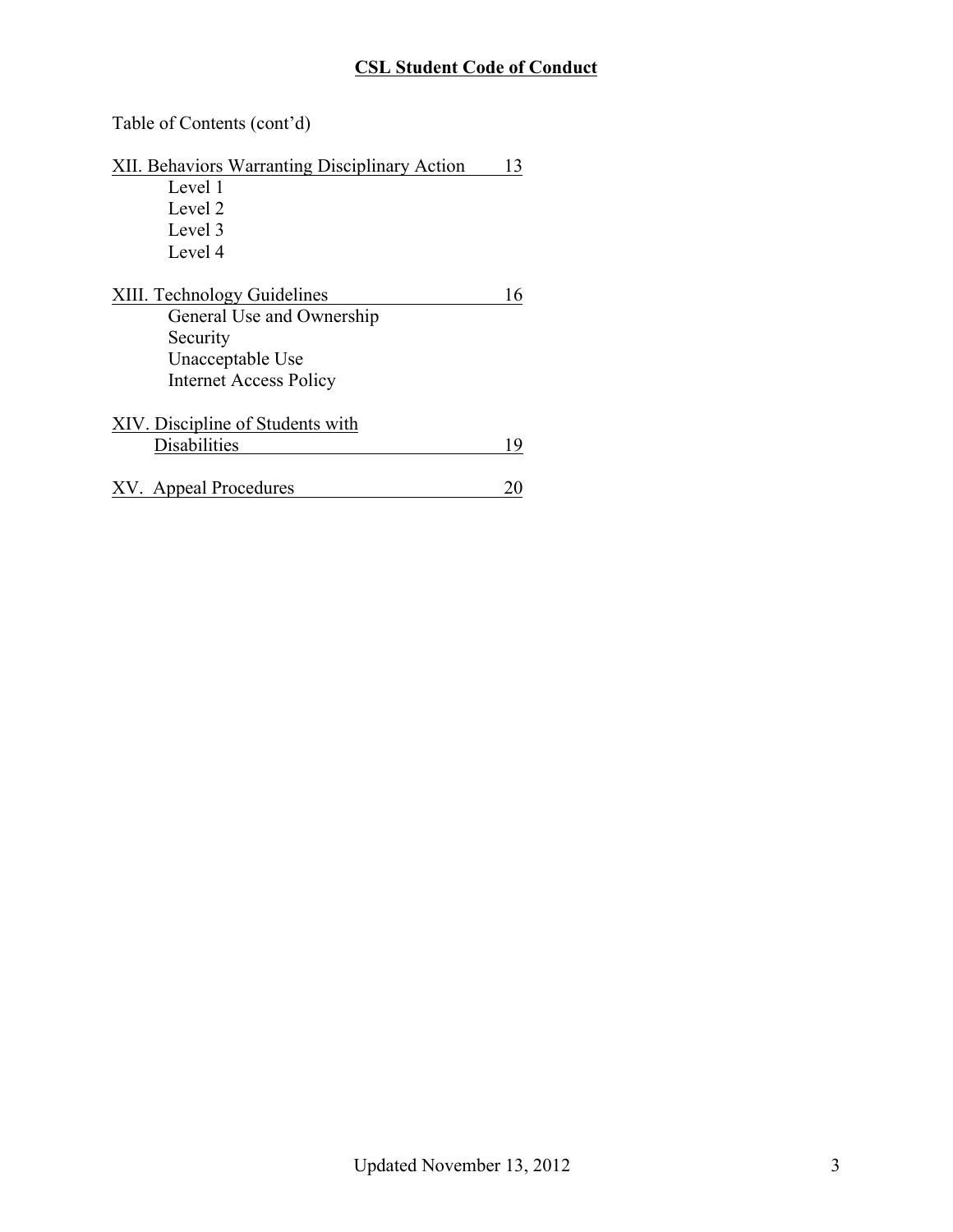**CSL Student Code of Conduct**

Table of Contents (cont'd)

XII. Behaviors Warranting Disciplinary Action 13
- Level 1
- Level 2
- Level 3
- Level 4

XIII. Technology Guidelines 16
- General Use and Ownership
- Security
- Unacceptable Use
- Internet Access Policy

XIV. Discipline of Students with Disabilities 19

XV. Appeal Procedures 20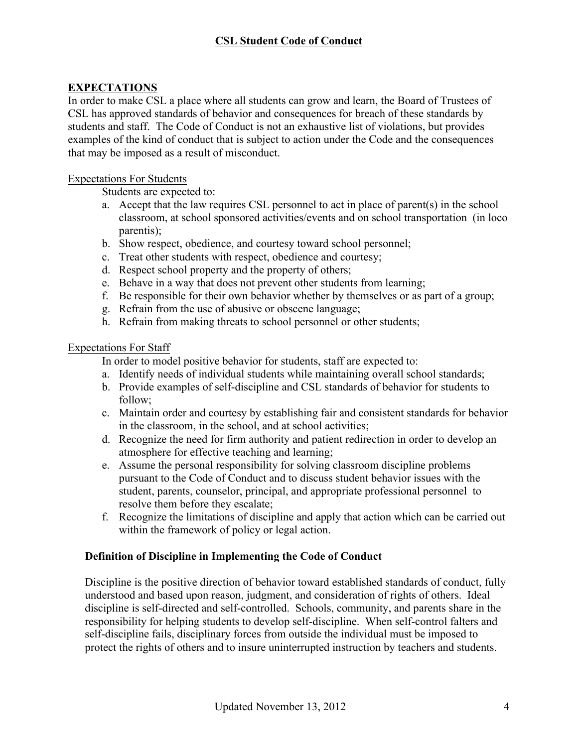# CSL Student Code of Conduct

## EXPECTATIONS

In order to make CSL a place where all students can grow and learn, the Board of Trustees of CSL has approved standards of behavior and consequences for breach of these standards by students and staff. The Code of Conduct is not an exhaustive list of violations, but provides examples of the kind of conduct that is subject to action under the Code and the consequences that may be imposed as a result of misconduct.

### Expectations For Students

Students are expected to:

a. Accept that the law requires CSL personnel to act in place of parent(s) in the school classroom, at school sponsored activities/events and on school transportation (in loco parentis);
b. Show respect, obedience, and courtesy toward school personnel;
c. Treat other students with respect, obedience and courtesy;
d. Respect school property and the property of others;
e. Behave in a way that does not prevent other students from learning;
f. Be responsible for their own behavior whether by themselves or as part of a group;
g. Refrain from the use of abusive or obscene language;
h. Refrain from making threats to school personnel or other students;

### Expectations For Staff

In order to model positive behavior for students, staff are expected to:

a. Identify needs of individual students while maintaining overall school standards;
b. Provide examples of self-discipline and CSL standards of behavior for students to follow;
c. Maintain order and courtesy by establishing fair and consistent standards for behavior in the classroom, in the school, and at school activities;
d. Recognize the need for firm authority and patient redirection in order to develop an atmosphere for effective teaching and learning;
e. Assume the personal responsibility for solving classroom discipline problems pursuant to the Code of Conduct and to discuss student behavior issues with the student, parents, counselor, principal, and appropriate professional personnel to resolve them before they escalate;
f. Recognize the limitations of discipline and apply that action which can be carried out within the framework of policy or legal action.

### Definition of Discipline in Implementing the Code of Conduct

Discipline is the positive direction of behavior toward established standards of conduct, fully understood and based upon reason, judgment, and consideration of rights of others. Ideal discipline is self-directed and self-controlled. Schools, community, and parents share in the responsibility for helping students to develop self-discipline. When self-control falters and self-discipline fails, disciplinary forces from outside the individual must be imposed to protect the rights of others and to insure uninterrupted instruction by teachers and students.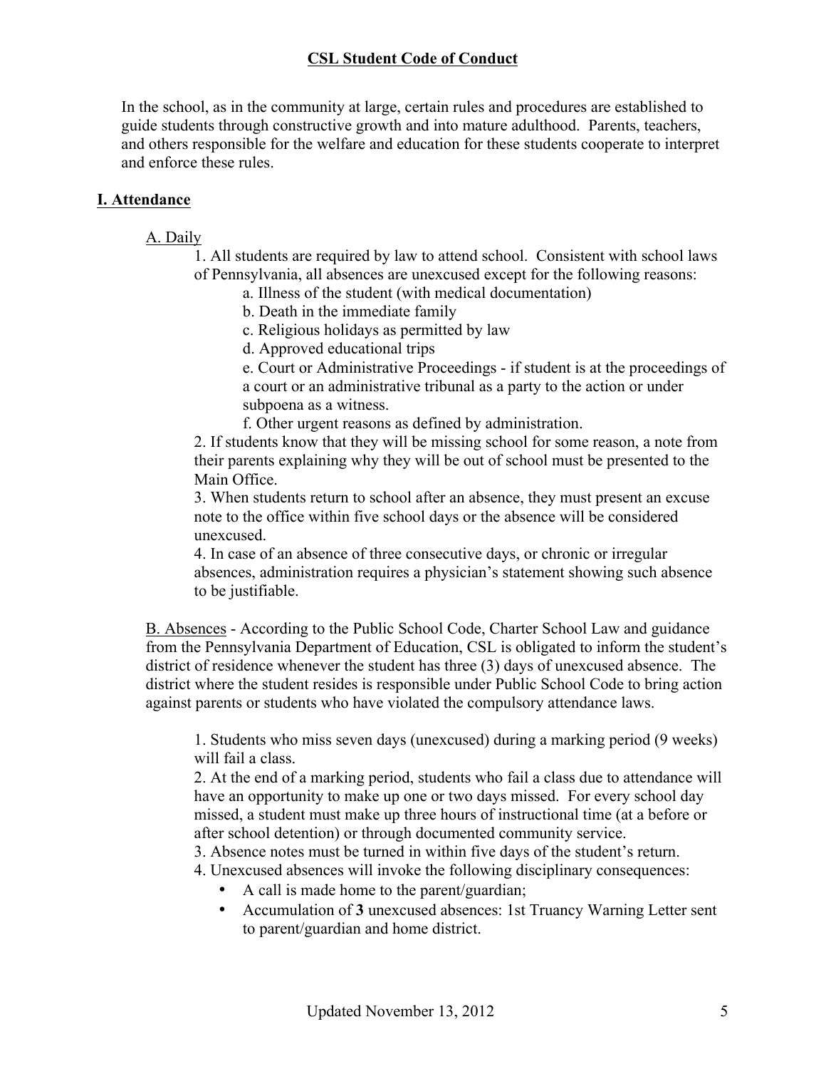## CSL Student Code of Conduct

In the school, as in the community at large, certain rules and procedures are established to guide students through constructive growth and into mature adulthood. Parents, teachers, and others responsible for the welfare and education for these students cooperate to interpret and enforce these rules.

## I. Attendance

### A. Daily

1. All students are required by law to attend school. Consistent with school laws of Pennsylvania, all absences are unexcused except for the following reasons:
   a. Illness of the student (with medical documentation)
   b. Death in the immediate family
   c. Religious holidays as permitted by law
   d. Approved educational trips
   e. Court or Administrative Proceedings - if student is at the proceedings of a court or an administrative tribunal as a party to the action or under subpoena as a witness.
   f. Other urgent reasons as defined by administration.
2. If students know that they will be missing school for some reason, a note from their parents explaining why they will be out of school must be presented to the Main Office.
3. When students return to school after an absence, they must present an excuse note to the office within five school days or the absence will be considered unexcused.
4. In case of an absence of three consecutive days, or chronic or irregular absences, administration requires a physician's statement showing such absence to be justifiable.

### B. Absences

B. Absences - According to the Public School Code, Charter School Law and guidance from the Pennsylvania Department of Education, CSL is obligated to inform the student's district of residence whenever the student has three (3) days of unexcused absence. The district where the student resides is responsible under Public School Code to bring action against parents or students who have violated the compulsory attendance laws.

1. Students who miss seven days (unexcused) during a marking period (9 weeks) will fail a class.
2. At the end of a marking period, students who fail a class due to attendance will have an opportunity to make up one or two days missed. For every school day missed, a student must make up three hours of instructional time (at a before or after school detention) or through documented community service.
3. Absence notes must be turned in within five days of the student's return.
4. Unexcused absences will invoke the following disciplinary consequences:
   - A call is made home to the parent/guardian;
   - Accumulation of **3** unexcused absences: 1st Truancy Warning Letter sent to parent/guardian and home district.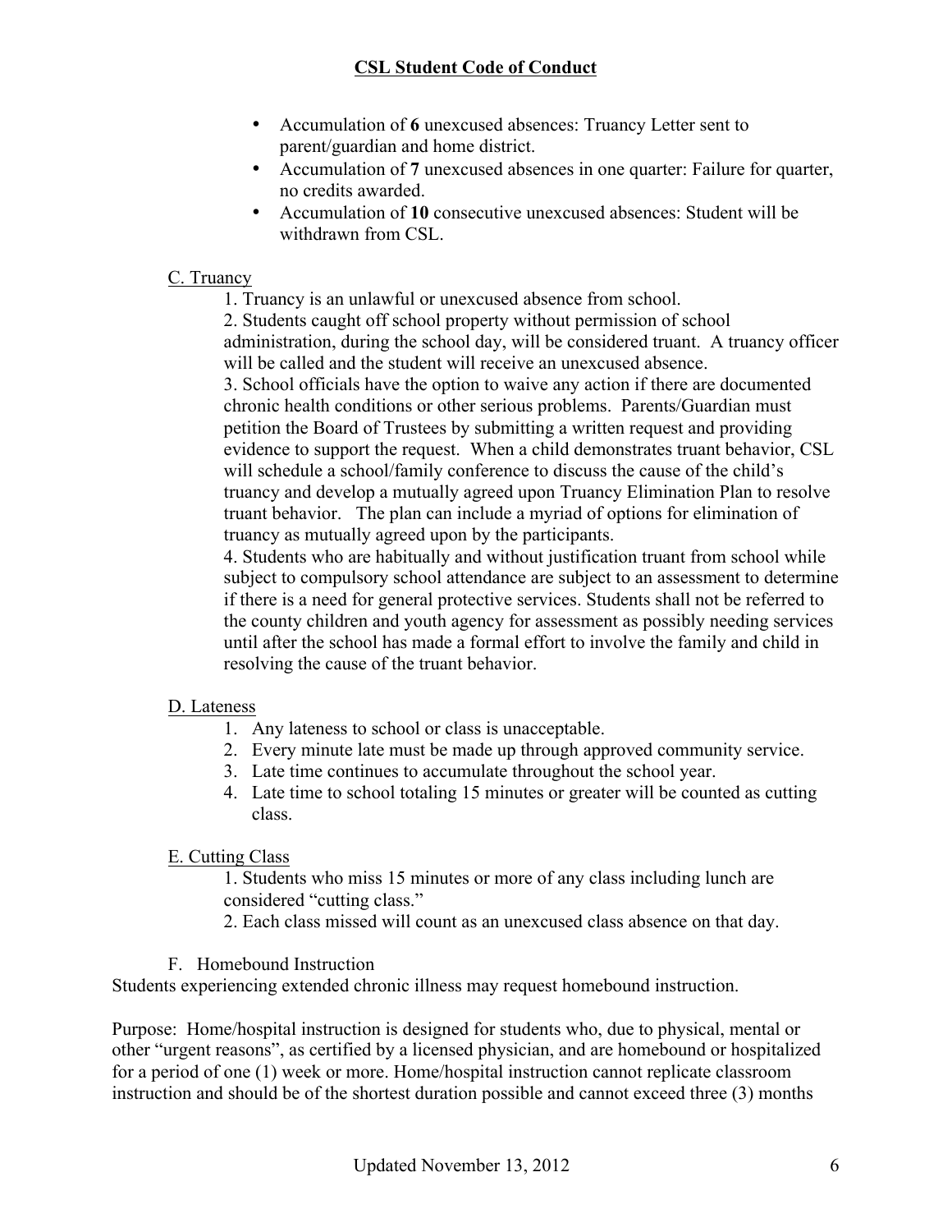- Accumulation of **6** unexcused absences: Truancy Letter sent to parent/guardian and home district.
- Accumulation of **7** unexcused absences in one quarter: Failure for quarter, no credits awarded.
- Accumulation of **10** consecutive unexcused absences: Student will be withdrawn from CSL.

C. Truancy

1. Truancy is an unlawful or unexcused absence from school.
2. Students caught off school property without permission of school administration, during the school day, will be considered truant. A truancy officer will be called and the student will receive an unexcused absence.
3. School officials have the option to waive any action if there are documented chronic health conditions or other serious problems. Parents/Guardian must petition the Board of Trustees by submitting a written request and providing evidence to support the request. When a child demonstrates truant behavior, CSL will schedule a school/family conference to discuss the cause of the child's truancy and develop a mutually agreed upon Truancy Elimination Plan to resolve truant behavior. The plan can include a myriad of options for elimination of truancy as mutually agreed upon by the participants.
4. Students who are habitually and without justification truant from school while subject to compulsory school attendance are subject to an assessment to determine if there is a need for general protective services. Students shall not be referred to the county children and youth agency for assessment as possibly needing services until after the school has made a formal effort to involve the family and child in resolving the cause of the truant behavior.

D. Lateness

1. Any lateness to school or class is unacceptable.
2. Every minute late must be made up through approved community service.
3. Late time continues to accumulate throughout the school year.
4. Late time to school totaling 15 minutes or greater will be counted as cutting class.

E. Cutting Class

1. Students who miss 15 minutes or more of any class including lunch are considered "cutting class."
2. Each class missed will count as an unexcused class absence on that day.

F. Homebound Instruction

Students experiencing extended chronic illness may request homebound instruction.

Purpose: Home/hospital instruction is designed for students who, due to physical, mental or other "urgent reasons", as certified by a licensed physician, and are homebound or hospitalized for a period of one (1) week or more. Home/hospital instruction cannot replicate classroom instruction and should be of the shortest duration possible and cannot exceed three (3) months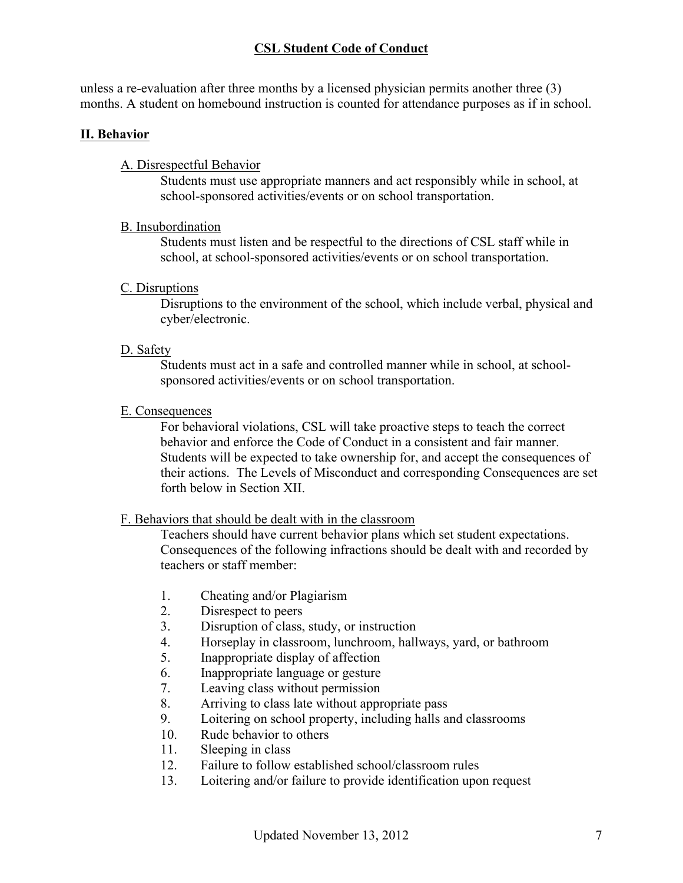unless a re-evaluation after three months by a licensed physician permits another three (3) months. A student on homebound instruction is counted for attendance purposes as if in school.

## II. Behavior

### A. Disrespectful Behavior

Students must use appropriate manners and act responsibly while in school, at school-sponsored activities/events or on school transportation.

### B. Insubordination

Students must listen and be respectful to the directions of CSL staff while in school, at school-sponsored activities/events or on school transportation.

### C. Disruptions

Disruptions to the environment of the school, which include verbal, physical and cyber/electronic.

### D. Safety

Students must act in a safe and controlled manner while in school, at school-sponsored activities/events or on school transportation.

### E. Consequences

For behavioral violations, CSL will take proactive steps to teach the correct behavior and enforce the Code of Conduct in a consistent and fair manner. Students will be expected to take ownership for, and accept the consequences of their actions. The Levels of Misconduct and corresponding Consequences are set forth below in Section XII.

### F. Behaviors that should be dealt with in the classroom

Teachers should have current behavior plans which set student expectations. Consequences of the following infractions should be dealt with and recorded by teachers or staff member:

1. Cheating and/or Plagiarism
2. Disrespect to peers
3. Disruption of class, study, or instruction
4. Horseplay in classroom, lunchroom, hallways, yard, or bathroom
5. Inappropriate display of affection
6. Inappropriate language or gesture
7. Leaving class without permission
8. Arriving to class late without appropriate pass
9. Loitering on school property, including halls and classrooms
10. Rude behavior to others
11. Sleeping in class
12. Failure to follow established school/classroom rules
13. Loitering and/or failure to provide identification upon request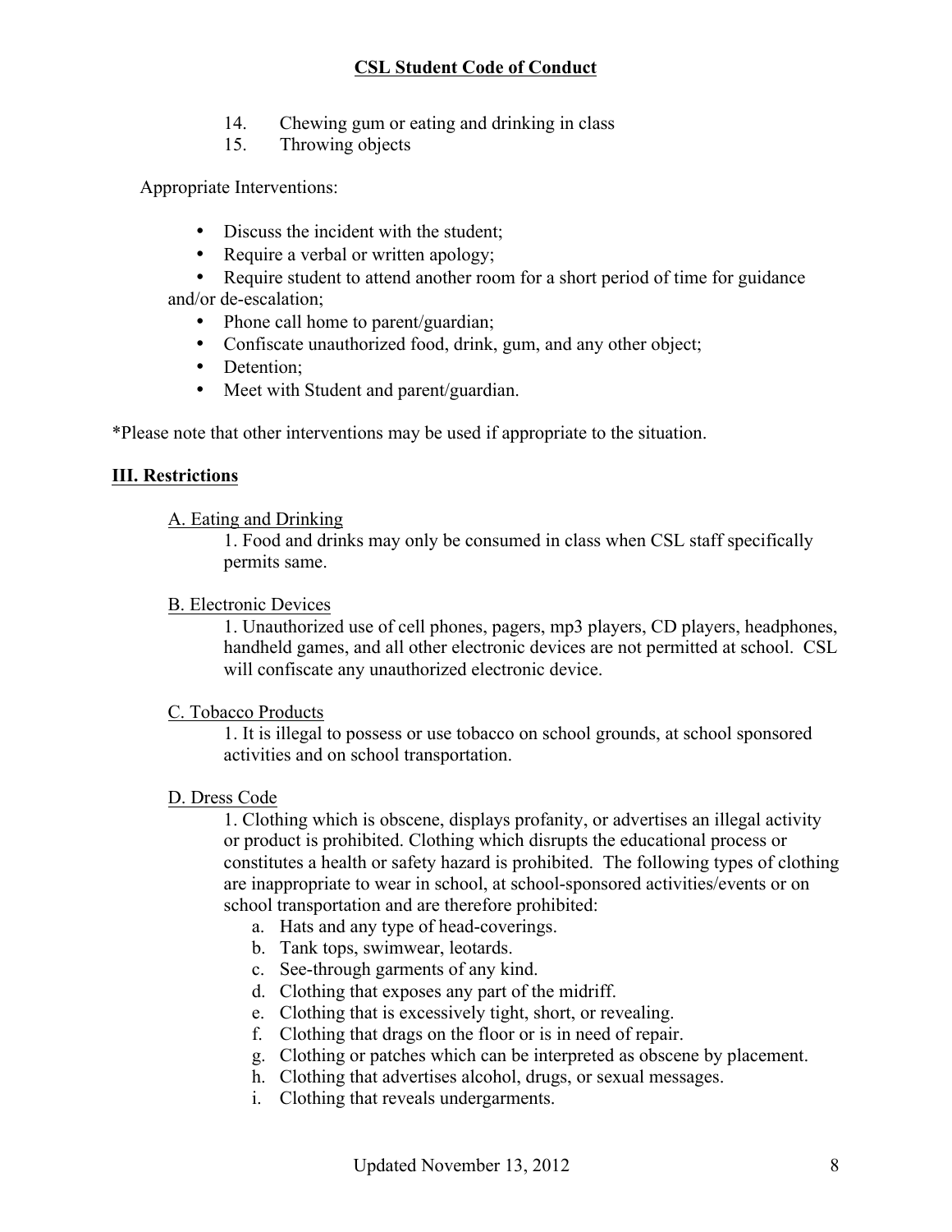14. Chewing gum or eating and drinking in class
15. Throwing objects

Appropriate Interventions:

- Discuss the incident with the student;
- Require a verbal or written apology;
- Require student to attend another room for a short period of time for guidance and/or de-escalation;
- Phone call home to parent/guardian;
- Confiscate unauthorized food, drink, gum, and any other object;
- Detention;
- Meet with Student and parent/guardian.

*Please note that other interventions may be used if appropriate to the situation.

## III. Restrictions

A. Eating and Drinking

1. Food and drinks may only be consumed in class when CSL staff specifically permits same.

B. Electronic Devices

1. Unauthorized use of cell phones, pagers, mp3 players, CD players, headphones, handheld games, and all other electronic devices are not permitted at school. CSL will confiscate any unauthorized electronic device.

C. Tobacco Products

1. It is illegal to possess or use tobacco on school grounds, at school sponsored activities and on school transportation.

D. Dress Code

1. Clothing which is obscene, displays profanity, or advertises an illegal activity or product is prohibited. Clothing which disrupts the educational process or constitutes a health or safety hazard is prohibited. The following types of clothing are inappropriate to wear in school, at school-sponsored activities/events or on school transportation and are therefore prohibited:
    a. Hats and any type of head-coverings.
    b. Tank tops, swimwear, leotards.
    c. See-through garments of any kind.
    d. Clothing that exposes any part of the midriff.
    e. Clothing that is excessively tight, short, or revealing.
    f. Clothing that drags on the floor or is in need of repair.
    g. Clothing or patches which can be interpreted as obscene by placement.
    h. Clothing that advertises alcohol, drugs, or sexual messages.
    i. Clothing that reveals undergarments.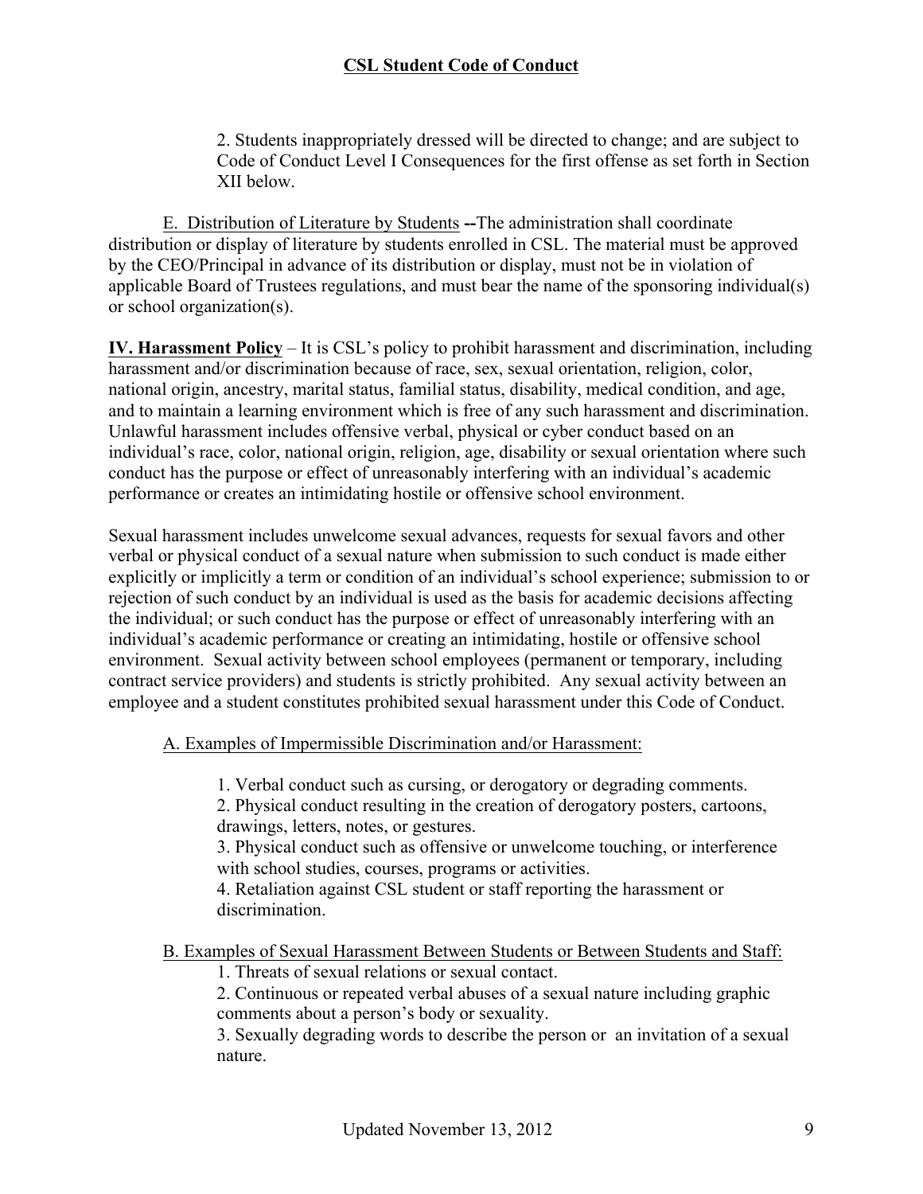2. Students inappropriately dressed will be directed to change; and are subject to Code of Conduct Level I Consequences for the first offense as set forth in Section XII below.

E. Distribution of Literature by Students --The administration shall coordinate distribution or display of literature by students enrolled in CSL. The material must be approved by the CEO/Principal in advance of its distribution or display, must not be in violation of applicable Board of Trustees regulations, and must bear the name of the sponsoring individual(s) or school organization(s).

**IV. Harassment Policy** – It is CSL's policy to prohibit harassment and discrimination, including harassment and/or discrimination because of race, sex, sexual orientation, religion, color, national origin, ancestry, marital status, familial status, disability, medical condition, and age, and to maintain a learning environment which is free of any such harassment and discrimination. Unlawful harassment includes offensive verbal, physical or cyber conduct based on an individual's race, color, national origin, religion, age, disability or sexual orientation where such conduct has the purpose or effect of unreasonably interfering with an individual's academic performance or creates an intimidating hostile or offensive school environment.

Sexual harassment includes unwelcome sexual advances, requests for sexual favors and other verbal or physical conduct of a sexual nature when submission to such conduct is made either explicitly or implicitly a term or condition of an individual's school experience; submission to or rejection of such conduct by an individual is used as the basis for academic decisions affecting the individual; or such conduct has the purpose or effect of unreasonably interfering with an individual's academic performance or creating an intimidating, hostile or offensive school environment. Sexual activity between school employees (permanent or temporary, including contract service providers) and students is strictly prohibited. Any sexual activity between an employee and a student constitutes prohibited sexual harassment under this Code of Conduct.

A. Examples of Impermissible Discrimination and/or Harassment:

1. Verbal conduct such as cursing, or derogatory or degrading comments.
2. Physical conduct resulting in the creation of derogatory posters, cartoons, drawings, letters, notes, or gestures.
3. Physical conduct such as offensive or unwelcome touching, or interference with school studies, courses, programs or activities.
4. Retaliation against CSL student or staff reporting the harassment or discrimination.

B. Examples of Sexual Harassment Between Students or Between Students and Staff:

1. Threats of sexual relations or sexual contact.
2. Continuous or repeated verbal abuses of a sexual nature including graphic comments about a person's body or sexuality.
3. Sexually degrading words to describe the person or an invitation of a sexual nature.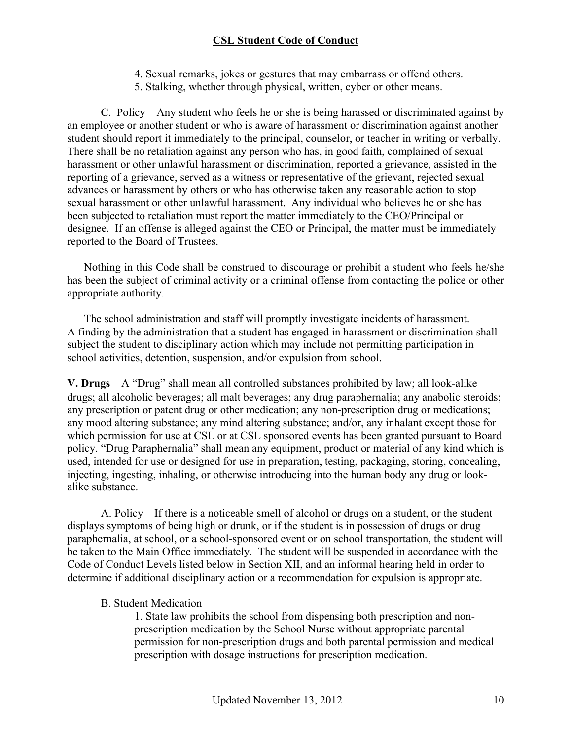4. Sexual remarks, jokes or gestures that may embarrass or offend others.
5. Stalking, whether through physical, written, cyber or other means.

C. Policy – Any student who feels he or she is being harassed or discriminated against by an employee or another student or who is aware of harassment or discrimination against another student should report it immediately to the principal, counselor, or teacher in writing or verbally. There shall be no retaliation against any person who has, in good faith, complained of sexual harassment or other unlawful harassment or discrimination, reported a grievance, assisted in the reporting of a grievance, served as a witness or representative of the grievant, rejected sexual advances or harassment by others or who has otherwise taken any reasonable action to stop sexual harassment or other unlawful harassment. Any individual who believes he or she has been subjected to retaliation must report the matter immediately to the CEO/Principal or designee. If an offense is alleged against the CEO or Principal, the matter must be immediately reported to the Board of Trustees.

Nothing in this Code shall be construed to discourage or prohibit a student who feels he/she has been the subject of criminal activity or a criminal offense from contacting the police or other appropriate authority.

The school administration and staff will promptly investigate incidents of harassment. A finding by the administration that a student has engaged in harassment or discrimination shall subject the student to disciplinary action which may include not permitting participation in school activities, detention, suspension, and/or expulsion from school.

**V. Drugs** – A "Drug" shall mean all controlled substances prohibited by law; all look-alike drugs; all alcoholic beverages; all malt beverages; any drug paraphernalia; any anabolic steroids; any prescription or patent drug or other medication; any non-prescription drug or medications; any mood altering substance; any mind altering substance; and/or, any inhalant except those for which permission for use at CSL or at CSL sponsored events has been granted pursuant to Board policy. "Drug Paraphernalia" shall mean any equipment, product or material of any kind which is used, intended for use or designed for use in preparation, testing, packaging, storing, concealing, injecting, ingesting, inhaling, or otherwise introducing into the human body any drug or look-alike substance.

A. Policy – If there is a noticeable smell of alcohol or drugs on a student, or the student displays symptoms of being high or drunk, or if the student is in possession of drugs or drug paraphernalia, at school, or a school-sponsored event or on school transportation, the student will be taken to the Main Office immediately. The student will be suspended in accordance with the Code of Conduct Levels listed below in Section XII, and an informal hearing held in order to determine if additional disciplinary action or a recommendation for expulsion is appropriate.

B. Student Medication

1. State law prohibits the school from dispensing both prescription and non-prescription medication by the School Nurse without appropriate parental permission for non-prescription drugs and both parental permission and medical prescription with dosage instructions for prescription medication.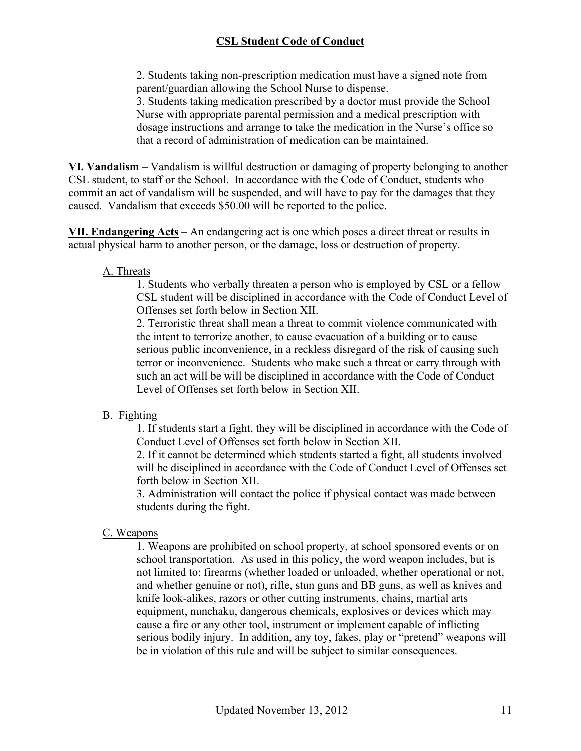2. Students taking non-prescription medication must have a signed note from parent/guardian allowing the School Nurse to dispense.
3. Students taking medication prescribed by a doctor must provide the School Nurse with appropriate parental permission and a medical prescription with dosage instructions and arrange to take the medication in the Nurse's office so that a record of administration of medication can be maintained.

**VI. Vandalism** – Vandalism is willful destruction or damaging of property belonging to another CSL student, to staff or the School. In accordance with the Code of Conduct, students who commit an act of vandalism will be suspended, and will have to pay for the damages that they caused. Vandalism that exceeds $50.00 will be reported to the police.

**VII. Endangering Acts** – An endangering act is one which poses a direct threat or results in actual physical harm to another person, or the damage, loss or destruction of property.

A. Threats

1. Students who verbally threaten a person who is employed by CSL or a fellow CSL student will be disciplined in accordance with the Code of Conduct Level of Offenses set forth below in Section XII.
2. Terroristic threat shall mean a threat to commit violence communicated with the intent to terrorize another, to cause evacuation of a building or to cause serious public inconvenience, in a reckless disregard of the risk of causing such terror or inconvenience. Students who make such a threat or carry through with such an act will be will be disciplined in accordance with the Code of Conduct Level of Offenses set forth below in Section XII.

B. Fighting

1. If students start a fight, they will be disciplined in accordance with the Code of Conduct Level of Offenses set forth below in Section XII.
2. If it cannot be determined which students started a fight, all students involved will be disciplined in accordance with the Code of Conduct Level of Offenses set forth below in Section XII.
3. Administration will contact the police if physical contact was made between students during the fight.

C. Weapons

1. Weapons are prohibited on school property, at school sponsored events or on school transportation. As used in this policy, the word weapon includes, but is not limited to: firearms (whether loaded or unloaded, whether operational or not, and whether genuine or not), rifle, stun guns and BB guns, as well as knives and knife look-alikes, razors or other cutting instruments, chains, martial arts equipment, nunchaku, dangerous chemicals, explosives or devices which may cause a fire or any other tool, instrument or implement capable of inflicting serious bodily injury. In addition, any toy, fakes, play or "pretend" weapons will be in violation of this rule and will be subject to similar consequences.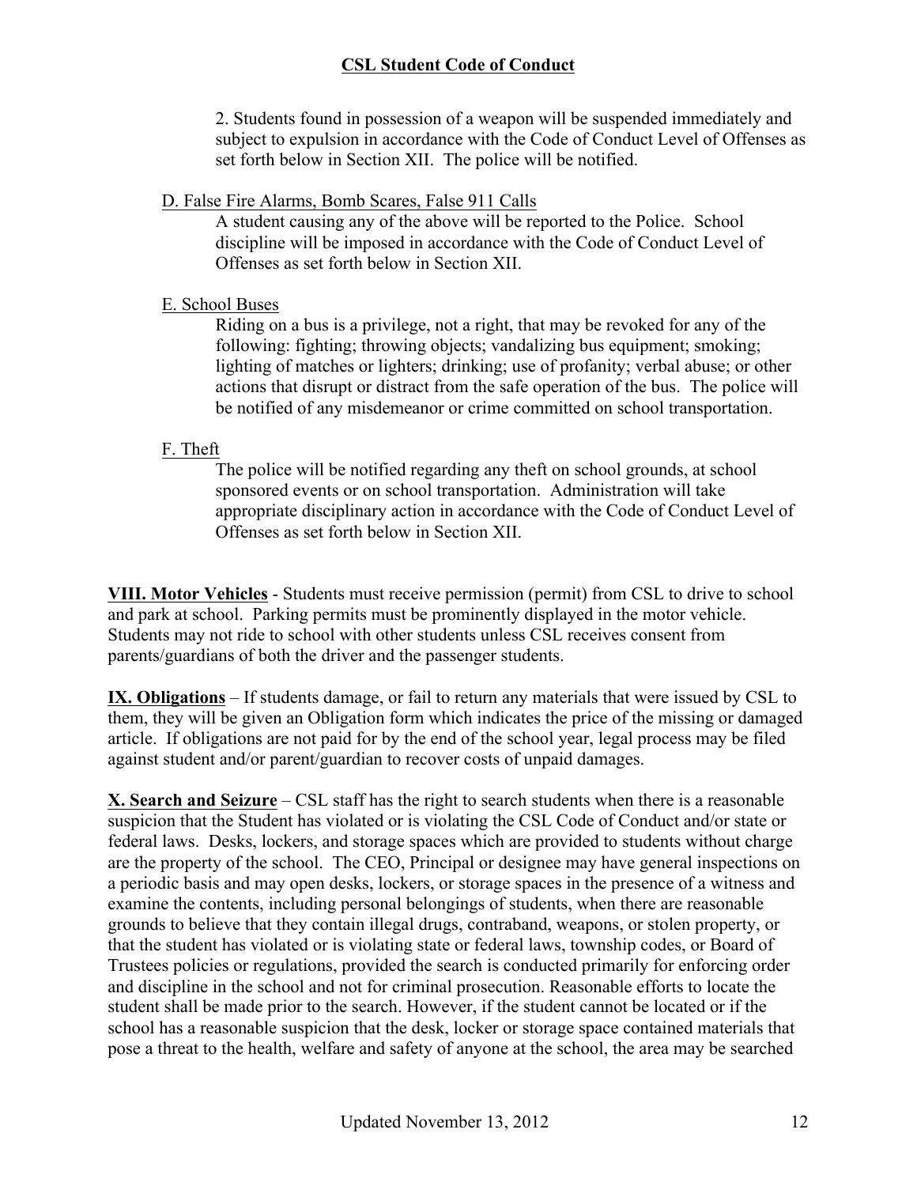2. Students found in possession of a weapon will be suspended immediately and subject to expulsion in accordance with the Code of Conduct Level of Offenses as set forth below in Section XII. The police will be notified.

D. False Fire Alarms, Bomb Scares, False 911 Calls

A student causing any of the above will be reported to the Police. School discipline will be imposed in accordance with the Code of Conduct Level of Offenses as set forth below in Section XII.

E. School Buses

Riding on a bus is a privilege, not a right, that may be revoked for any of the following: fighting; throwing objects; vandalizing bus equipment; smoking; lighting of matches or lighters; drinking; use of profanity; verbal abuse; or other actions that disrupt or distract from the safe operation of the bus. The police will be notified of any misdemeanor or crime committed on school transportation.

F. Theft

The police will be notified regarding any theft on school grounds, at school sponsored events or on school transportation. Administration will take appropriate disciplinary action in accordance with the Code of Conduct Level of Offenses as set forth below in Section XII.

**VIII. Motor Vehicles** - Students must receive permission (permit) from CSL to drive to school and park at school. Parking permits must be prominently displayed in the motor vehicle. Students may not ride to school with other students unless CSL receives consent from parents/guardians of both the driver and the passenger students.

**IX. Obligations** – If students damage, or fail to return any materials that were issued by CSL to them, they will be given an Obligation form which indicates the price of the missing or damaged article. If obligations are not paid for by the end of the school year, legal process may be filed against student and/or parent/guardian to recover costs of unpaid damages.

**X. Search and Seizure** – CSL staff has the right to search students when there is a reasonable suspicion that the Student has violated or is violating the CSL Code of Conduct and/or state or federal laws. Desks, lockers, and storage spaces which are provided to students without charge are the property of the school. The CEO, Principal or designee may have general inspections on a periodic basis and may open desks, lockers, or storage spaces in the presence of a witness and examine the contents, including personal belongings of students, when there are reasonable grounds to believe that they contain illegal drugs, contraband, weapons, or stolen property, or that the student has violated or is violating state or federal laws, township codes, or Board of Trustees policies or regulations, provided the search is conducted primarily for enforcing order and discipline in the school and not for criminal prosecution. Reasonable efforts to locate the student shall be made prior to the search. However, if the student cannot be located or if the school has a reasonable suspicion that the desk, locker or storage space contained materials that pose a threat to the health, welfare and safety of anyone at the school, the area may be searched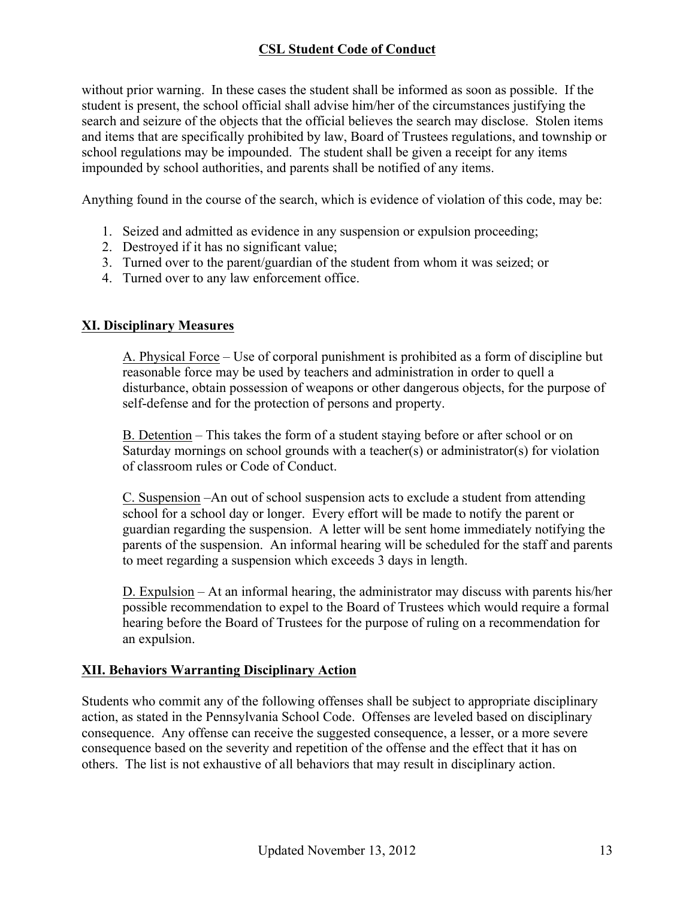without prior warning. In these cases the student shall be informed as soon as possible. If the student is present, the school official shall advise him/her of the circumstances justifying the search and seizure of the objects that the official believes the search may disclose. Stolen items and items that are specifically prohibited by law, Board of Trustees regulations, and township or school regulations may be impounded. The student shall be given a receipt for any items impounded by school authorities, and parents shall be notified of any items.

Anything found in the course of the search, which is evidence of violation of this code, may be:

1. Seized and admitted as evidence in any suspension or expulsion proceeding;
2. Destroyed if it has no significant value;
3. Turned over to the parent/guardian of the student from whom it was seized; or
4. Turned over to any law enforcement office.

## XI. Disciplinary Measures

A. Physical Force – Use of corporal punishment is prohibited as a form of discipline but reasonable force may be used by teachers and administration in order to quell a disturbance, obtain possession of weapons or other dangerous objects, for the purpose of self-defense and for the protection of persons and property.

B. Detention – This takes the form of a student staying before or after school or on Saturday mornings on school grounds with a teacher(s) or administrator(s) for violation of classroom rules or Code of Conduct.

C. Suspension –An out of school suspension acts to exclude a student from attending school for a school day or longer. Every effort will be made to notify the parent or guardian regarding the suspension. A letter will be sent home immediately notifying the parents of the suspension. An informal hearing will be scheduled for the staff and parents to meet regarding a suspension which exceeds 3 days in length.

D. Expulsion – At an informal hearing, the administrator may discuss with parents his/her possible recommendation to expel to the Board of Trustees which would require a formal hearing before the Board of Trustees for the purpose of ruling on a recommendation for an expulsion.

## XII. Behaviors Warranting Disciplinary Action

Students who commit any of the following offenses shall be subject to appropriate disciplinary action, as stated in the Pennsylvania School Code. Offenses are leveled based on disciplinary consequence. Any offense can receive the suggested consequence, a lesser, or a more severe consequence based on the severity and repetition of the offense and the effect that it has on others. The list is not exhaustive of all behaviors that may result in disciplinary action.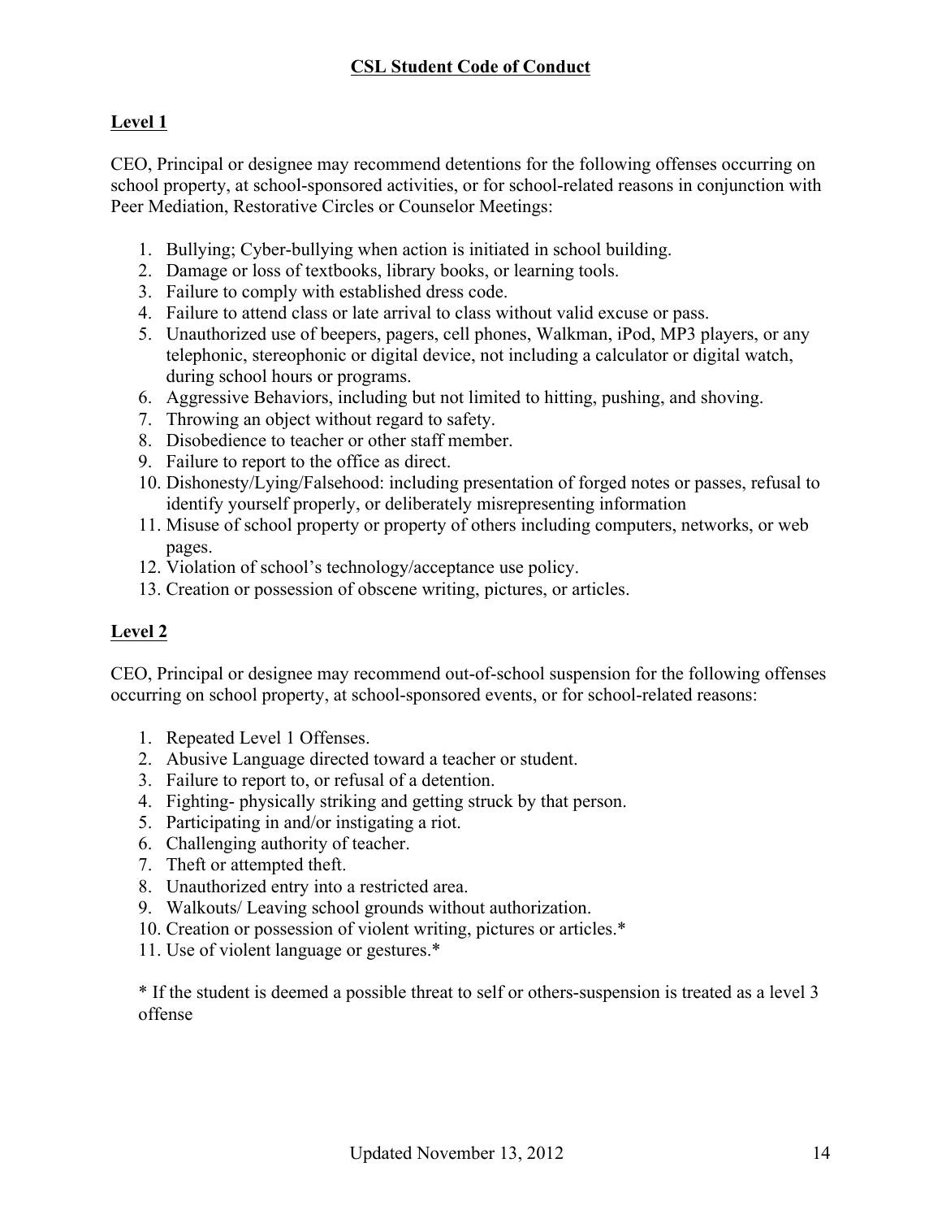# CSL Student Code of Conduct

## Level 1

CEO, Principal or designee may recommend detentions for the following offenses occurring on school property, at school-sponsored activities, or for school-related reasons in conjunction with Peer Mediation, Restorative Circles or Counselor Meetings:

1. Bullying; Cyber-bullying when action is initiated in school building.
2. Damage or loss of textbooks, library books, or learning tools.
3. Failure to comply with established dress code.
4. Failure to attend class or late arrival to class without valid excuse or pass.
5. Unauthorized use of beepers, pagers, cell phones, Walkman, iPod, MP3 players, or any telephonic, stereophonic or digital device, not including a calculator or digital watch, during school hours or programs.
6. Aggressive Behaviors, including but not limited to hitting, pushing, and shoving.
7. Throwing an object without regard to safety.
8. Disobedience to teacher or other staff member.
9. Failure to report to the office as direct.
10. Dishonesty/Lying/Falsehood: including presentation of forged notes or passes, refusal to identify yourself properly, or deliberately misrepresenting information
11. Misuse of school property or property of others including computers, networks, or web pages.
12. Violation of school's technology/acceptance use policy.
13. Creation or possession of obscene writing, pictures, or articles.

## Level 2

CEO, Principal or designee may recommend out-of-school suspension for the following offenses occurring on school property, at school-sponsored events, or for school-related reasons:

1. Repeated Level 1 Offenses.
2. Abusive Language directed toward a teacher or student.
3. Failure to report to, or refusal of a detention.
4. Fighting- physically striking and getting struck by that person.
5. Participating in and/or instigating a riot.
6. Challenging authority of teacher.
7. Theft or attempted theft.
8. Unauthorized entry into a restricted area.
9. Walkouts/ Leaving school grounds without authorization.
10. Creation or possession of violent writing, pictures or articles.*
11. Use of violent language or gestures.*

\* If the student is deemed a possible threat to self or others-suspension is treated as a level 3 offense

Updated November 13, 2012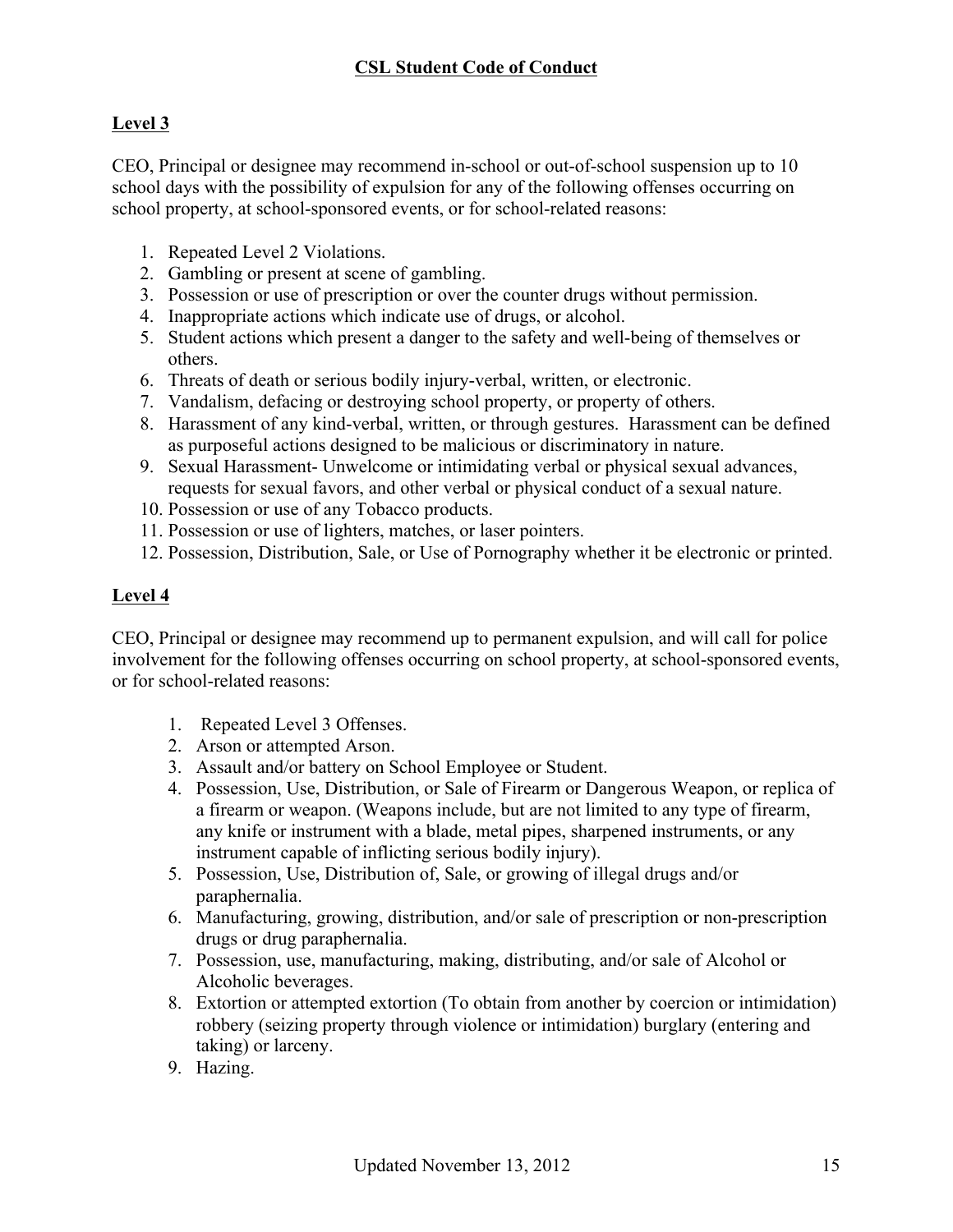**CSL Student Code of Conduct**

## Level 3

CEO, Principal or designee may recommend in-school or out-of-school suspension up to 10 school days with the possibility of expulsion for any of the following offenses occurring on school property, at school-sponsored events, or for school-related reasons:

1. Repeated Level 2 Violations.
2. Gambling or present at scene of gambling.
3. Possession or use of prescription or over the counter drugs without permission.
4. Inappropriate actions which indicate use of drugs, or alcohol.
5. Student actions which present a danger to the safety and well-being of themselves or others.
6. Threats of death or serious bodily injury-verbal, written, or electronic.
7. Vandalism, defacing or destroying school property, or property of others.
8. Harassment of any kind-verbal, written, or through gestures. Harassment can be defined as purposeful actions designed to be malicious or discriminatory in nature.
9. Sexual Harassment- Unwelcome or intimidating verbal or physical sexual advances, requests for sexual favors, and other verbal or physical conduct of a sexual nature.
10. Possession or use of any Tobacco products.
11. Possession or use of lighters, matches, or laser pointers.
12. Possession, Distribution, Sale, or Use of Pornography whether it be electronic or printed.

## Level 4

CEO, Principal or designee may recommend up to permanent expulsion, and will call for police involvement for the following offenses occurring on school property, at school-sponsored events, or for school-related reasons:

1. Repeated Level 3 Offenses.
2. Arson or attempted Arson.
3. Assault and/or battery on School Employee or Student.
4. Possession, Use, Distribution, or Sale of Firearm or Dangerous Weapon, or replica of a firearm or weapon. (Weapons include, but are not limited to any type of firearm, any knife or instrument with a blade, metal pipes, sharpened instruments, or any instrument capable of inflicting serious bodily injury).
5. Possession, Use, Distribution of, Sale, or growing of illegal drugs and/or paraphernalia.
6. Manufacturing, growing, distribution, and/or sale of prescription or non-prescription drugs or drug paraphernalia.
7. Possession, use, manufacturing, making, distributing, and/or sale of Alcohol or Alcoholic beverages.
8. Extortion or attempted extortion (To obtain from another by coercion or intimidation) robbery (seizing property through violence or intimidation) burglary (entering and taking) or larceny.
9. Hazing.

Updated November 13, 2012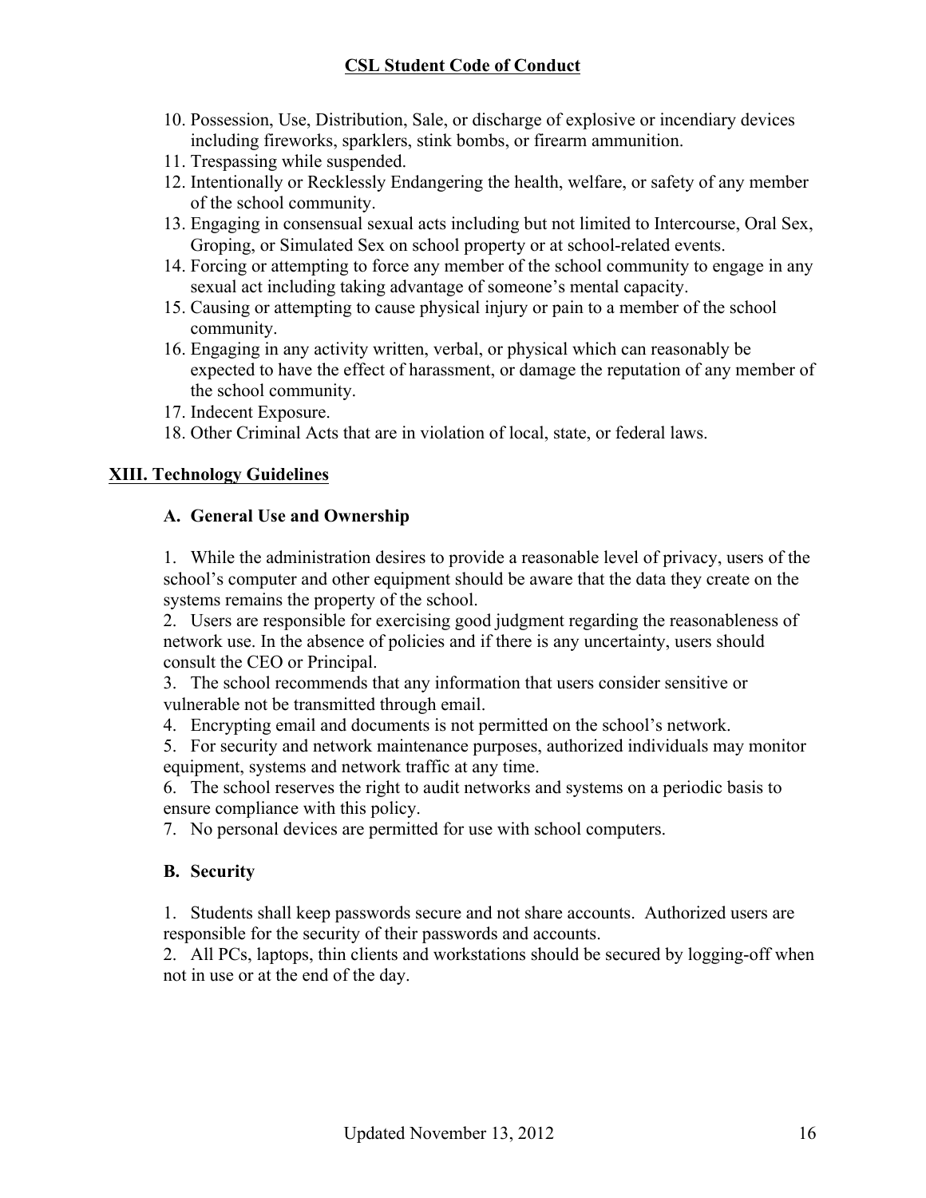10. Possession, Use, Distribution, Sale, or discharge of explosive or incendiary devices including fireworks, sparklers, stink bombs, or firearm ammunition.
11. Trespassing while suspended.
12. Intentionally or Recklessly Endangering the health, welfare, or safety of any member of the school community.
13. Engaging in consensual sexual acts including but not limited to Intercourse, Oral Sex, Groping, or Simulated Sex on school property or at school-related events.
14. Forcing or attempting to force any member of the school community to engage in any sexual act including taking advantage of someone's mental capacity.
15. Causing or attempting to cause physical injury or pain to a member of the school community.
16. Engaging in any activity written, verbal, or physical which can reasonably be expected to have the effect of harassment, or damage the reputation of any member of the school community.
17. Indecent Exposure.
18. Other Criminal Acts that are in violation of local, state, or federal laws.

## XIII. Technology Guidelines

### A. General Use and Ownership

1. While the administration desires to provide a reasonable level of privacy, users of the school's computer and other equipment should be aware that the data they create on the systems remains the property of the school.
2. Users are responsible for exercising good judgment regarding the reasonableness of network use. In the absence of policies and if there is any uncertainty, users should consult the CEO or Principal.
3. The school recommends that any information that users consider sensitive or vulnerable not be transmitted through email.
4. Encrypting email and documents is not permitted on the school's network.
5. For security and network maintenance purposes, authorized individuals may monitor equipment, systems and network traffic at any time.
6. The school reserves the right to audit networks and systems on a periodic basis to ensure compliance with this policy.
7. No personal devices are permitted for use with school computers.

### B. Security

1. Students shall keep passwords secure and not share accounts. Authorized users are responsible for the security of their passwords and accounts.
2. All PCs, laptops, thin clients and workstations should be secured by logging-off when not in use or at the end of the day.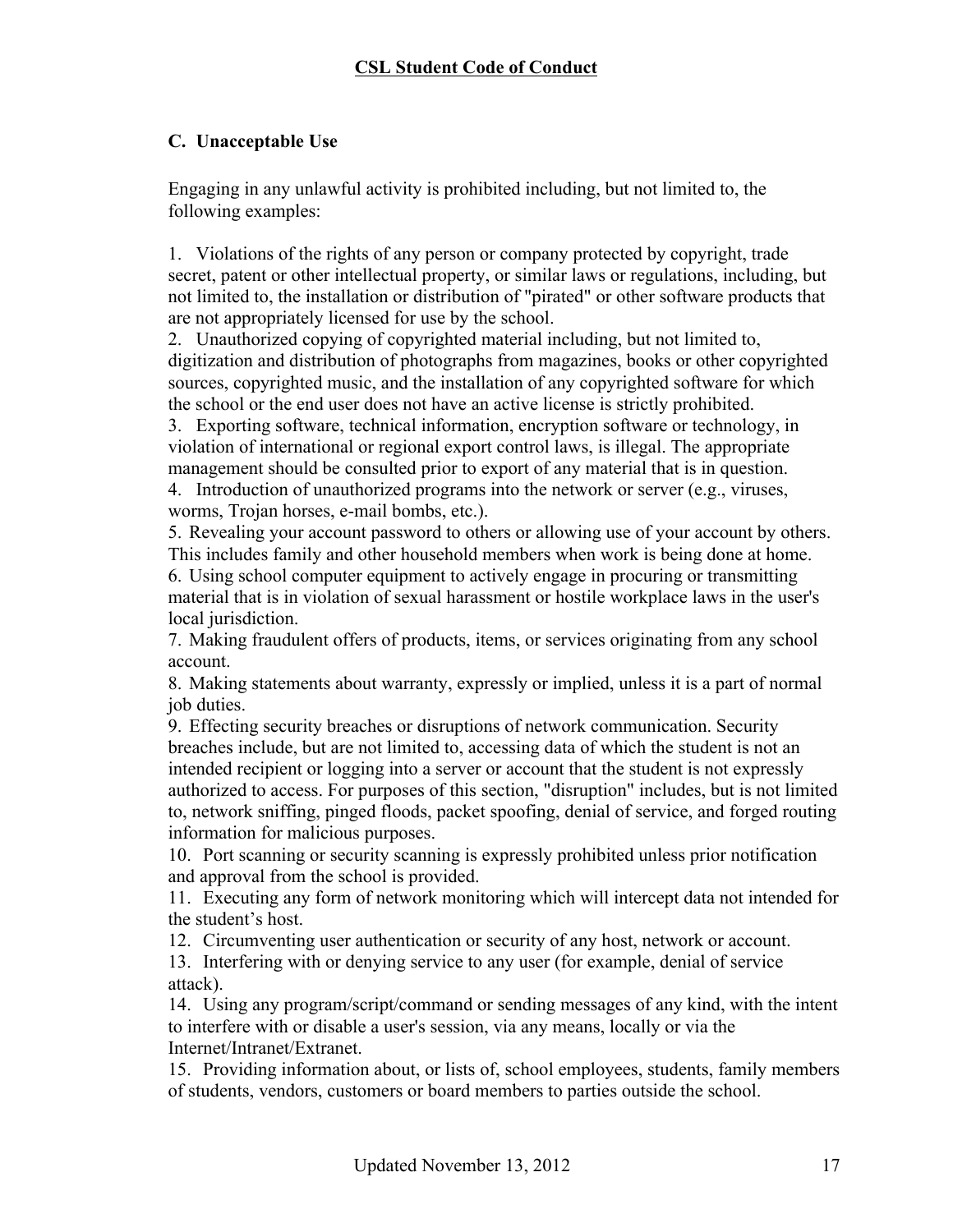### C. Unacceptable Use

Engaging in any unlawful activity is prohibited including, but not limited to, the following examples:

1. Violations of the rights of any person or company protected by copyright, trade secret, patent or other intellectual property, or similar laws or regulations, including, but not limited to, the installation or distribution of "pirated" or other software products that are not appropriately licensed for use by the school.
2. Unauthorized copying of copyrighted material including, but not limited to, digitization and distribution of photographs from magazines, books or other copyrighted sources, copyrighted music, and the installation of any copyrighted software for which the school or the end user does not have an active license is strictly prohibited.
3. Exporting software, technical information, encryption software or technology, in violation of international or regional export control laws, is illegal. The appropriate management should be consulted prior to export of any material that is in question.
4. Introduction of unauthorized programs into the network or server (e.g., viruses, worms, Trojan horses, e-mail bombs, etc.).
5. Revealing your account password to others or allowing use of your account by others. This includes family and other household members when work is being done at home.
6. Using school computer equipment to actively engage in procuring or transmitting material that is in violation of sexual harassment or hostile workplace laws in the user's local jurisdiction.
7. Making fraudulent offers of products, items, or services originating from any school account.
8. Making statements about warranty, expressly or implied, unless it is a part of normal job duties.
9. Effecting security breaches or disruptions of network communication. Security breaches include, but are not limited to, accessing data of which the student is not an intended recipient or logging into a server or account that the student is not expressly authorized to access. For purposes of this section, "disruption" includes, but is not limited to, network sniffing, pinged floods, packet spoofing, denial of service, and forged routing information for malicious purposes.
10. Port scanning or security scanning is expressly prohibited unless prior notification and approval from the school is provided.
11. Executing any form of network monitoring which will intercept data not intended for the student's host.
12. Circumventing user authentication or security of any host, network or account.
13. Interfering with or denying service to any user (for example, denial of service attack).
14. Using any program/script/command or sending messages of any kind, with the intent to interfere with or disable a user's session, via any means, locally or via the Internet/Intranet/Extranet.
15. Providing information about, or lists of, school employees, students, family members of students, vendors, customers or board members to parties outside the school.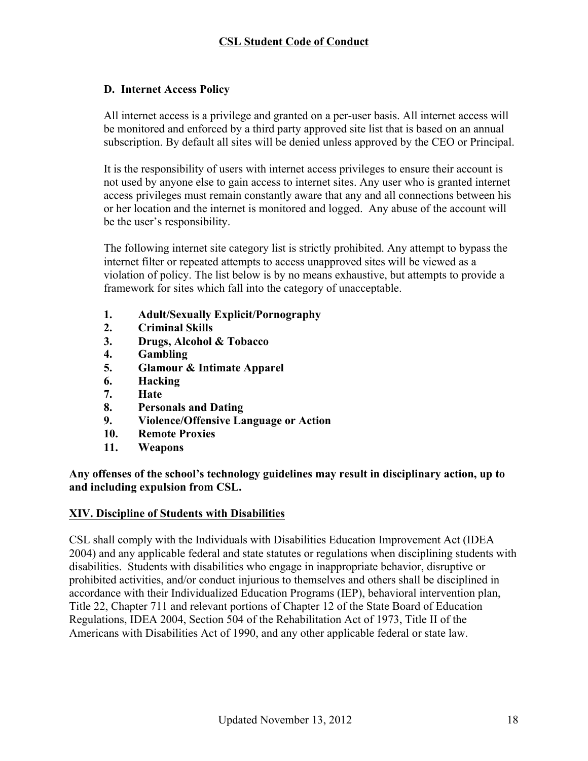### D. Internet Access Policy

All internet access is a privilege and granted on a per-user basis. All internet access will be monitored and enforced by a third party approved site list that is based on an annual subscription. By default all sites will be denied unless approved by the CEO or Principal.

It is the responsibility of users with internet access privileges to ensure their account is not used by anyone else to gain access to internet sites. Any user who is granted internet access privileges must remain constantly aware that any and all connections between his or her location and the internet is monitored and logged. Any abuse of the account will be the user's responsibility.

The following internet site category list is strictly prohibited. Any attempt to bypass the internet filter or repeated attempts to access unapproved sites will be viewed as a violation of policy. The list below is by no means exhaustive, but attempts to provide a framework for sites which fall into the category of unacceptable.

1. **Adult/Sexually Explicit/Pornography**
2. **Criminal Skills**
3. **Drugs, Alcohol & Tobacco**
4. **Gambling**
5. **Glamour & Intimate Apparel**
6. **Hacking**
7. **Hate**
8. **Personals and Dating**
9. **Violence/Offensive Language or Action**
10. **Remote Proxies**
11. **Weapons**

**Any offenses of the school's technology guidelines may result in disciplinary action, up to and including expulsion from CSL.**

## XIV. Discipline of Students with Disabilities

CSL shall comply with the Individuals with Disabilities Education Improvement Act (IDEA 2004) and any applicable federal and state statutes or regulations when disciplining students with disabilities. Students with disabilities who engage in inappropriate behavior, disruptive or prohibited activities, and/or conduct injurious to themselves and others shall be disciplined in accordance with their Individualized Education Programs (IEP), behavioral intervention plan, Title 22, Chapter 711 and relevant portions of Chapter 12 of the State Board of Education Regulations, IDEA 2004, Section 504 of the Rehabilitation Act of 1973, Title II of the Americans with Disabilities Act of 1990, and any other applicable federal or state law.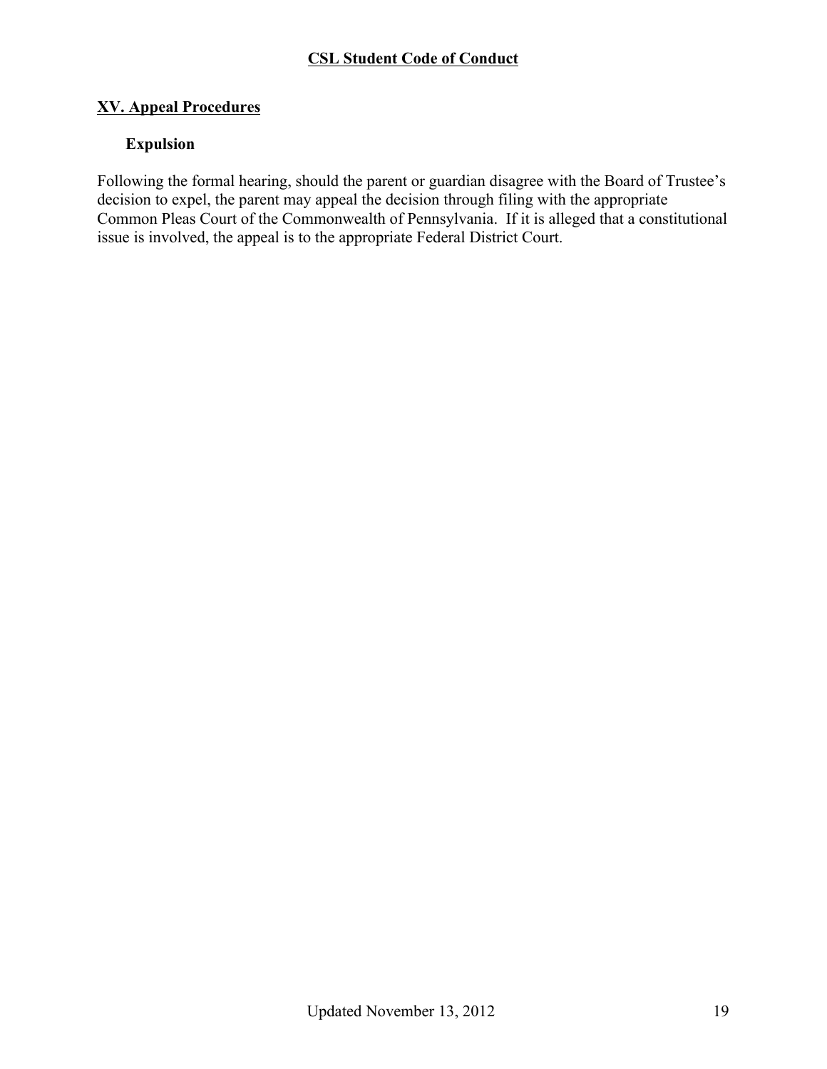## XV. Appeal Procedures

### Expulsion

Following the formal hearing, should the parent or guardian disagree with the Board of Trustee's decision to expel, the parent may appeal the decision through filing with the appropriate Common Pleas Court of the Commonwealth of Pennsylvania. If it is alleged that a constitutional issue is involved, the appeal is to the appropriate Federal District Court.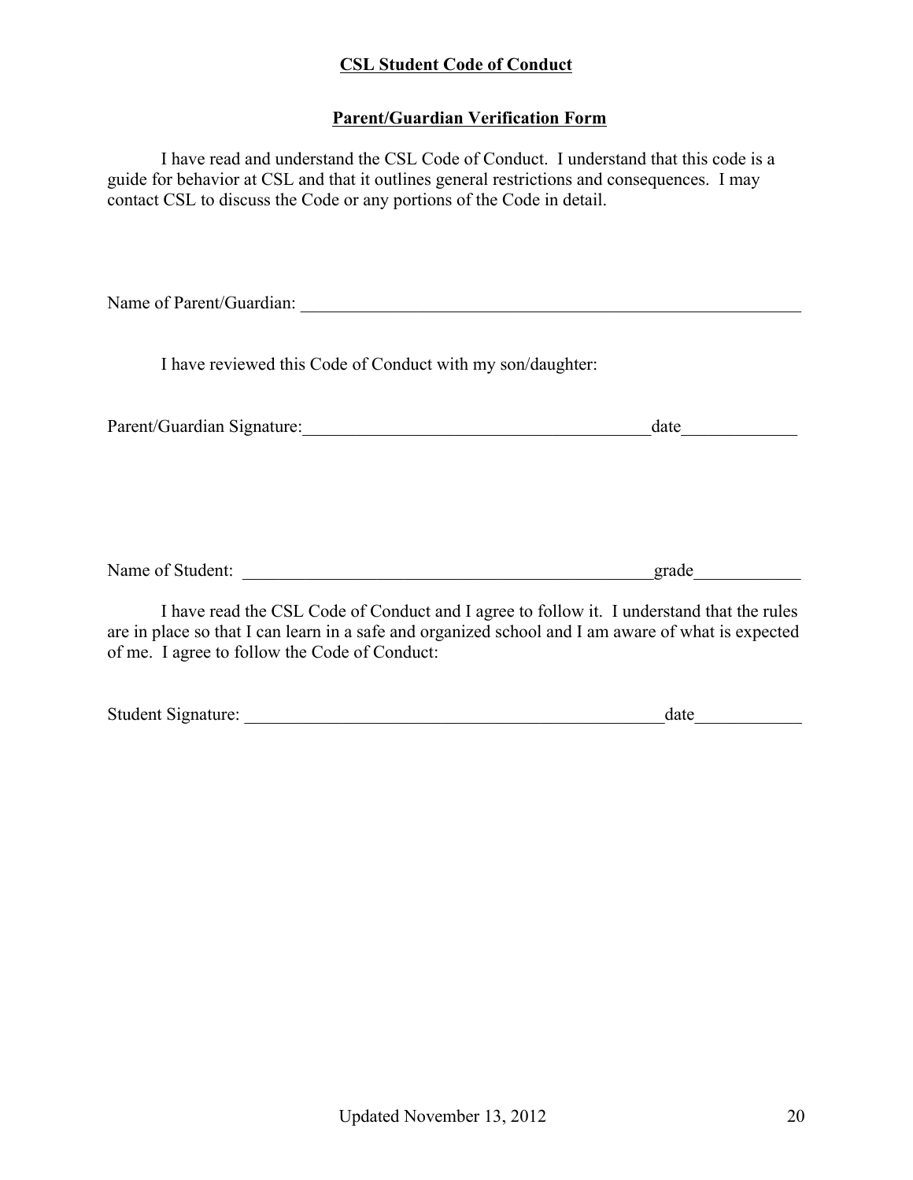## CSL Student Code of Conduct

## Parent/Guardian Verification Form

I have read and understand the CSL Code of Conduct. I understand that this code is a guide for behavior at CSL and that it outlines general restrictions and consequences. I may contact CSL to discuss the Code or any portions of the Code in detail.

Name of Parent/Guardian: ____________________________________________________________

I have reviewed this Code of Conduct with my son/daughter:

Parent/Guardian Signature:________________________________________date_____________

Name of Student: _________________________________________________grade____________

I have read the CSL Code of Conduct and I agree to follow it. I understand that the rules are in place so that I can learn in a safe and organized school and I am aware of what is expected of me. I agree to follow the Code of Conduct:

Student Signature: _________________________________________________date____________

Updated November 13, 2012